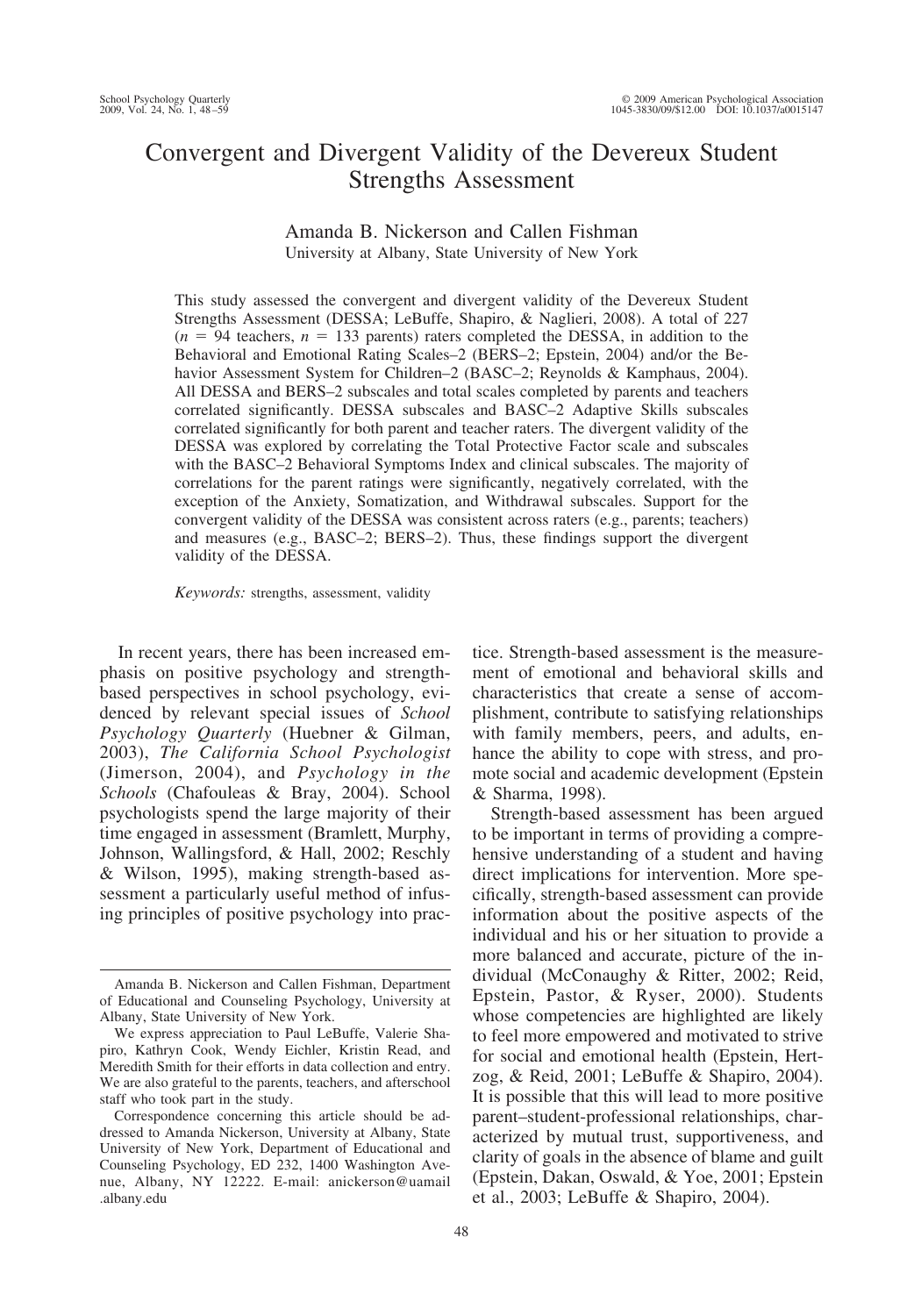# Convergent and Divergent Validity of the Devereux Student Strengths Assessment

Amanda B. Nickerson and Callen Fishman
University at Albany, State University of New York

This study assessed the convergent and divergent validity of the Devereux Student Strengths Assessment (DESSA; LeBuffe, Shapiro, & Naglieri, 2008). A total of 227 ($n$ = 94 teachers, $n$ = 133 parents) raters completed the DESSA, in addition to the Behavioral and Emotional Rating Scales–2 (BERS–2; Epstein, 2004) and/or the Behavior Assessment System for Children–2 (BASC–2; Reynolds & Kamphaus, 2004). All DESSA and BERS–2 subscales and total scales completed by parents and teachers correlated significantly. DESSA subscales and BASC–2 Adaptive Skills subscales correlated significantly for both parent and teacher raters. The divergent validity of the DESSA was explored by correlating the Total Protective Factor scale and subscales with the BASC–2 Behavioral Symptoms Index and clinical subscales. The majority of correlations for the parent ratings were significantly, negatively correlated, with the exception of the Anxiety, Somatization, and Withdrawal subscales. Support for the convergent validity of the DESSA was consistent across raters (e.g., parents; teachers) and measures (e.g., BASC–2; BERS–2). Thus, these findings support the divergent validity of the DESSA.

*Keywords:* strengths, assessment, validity

In recent years, there has been increased emphasis on positive psychology and strength-based perspectives in school psychology, evidenced by relevant special issues of *School Psychology Quarterly* (Huebner & Gilman, 2003), *The California School Psychologist* (Jimerson, 2004), and *Psychology in the Schools* (Chafouleas & Bray, 2004). School psychologists spend the large majority of their time engaged in assessment (Bramlett, Murphy, Johnson, Wallingsford, & Hall, 2002; Reschly & Wilson, 1995), making strength-based assessment a particularly useful method of infusing principles of positive psychology into practice. Strength-based assessment is the measurement of emotional and behavioral skills and characteristics that create a sense of accomplishment, contribute to satisfying relationships with family members, peers, and adults, enhance the ability to cope with stress, and promote social and academic development (Epstein & Sharma, 1998).

Strength-based assessment has been argued to be important in terms of providing a comprehensive understanding of a student and having direct implications for intervention. More specifically, strength-based assessment can provide information about the positive aspects of the individual and his or her situation to provide a more balanced and accurate, picture of the individual (McConaughy & Ritter, 2002; Reid, Epstein, Pastor, & Ryser, 2000). Students whose competencies are highlighted are likely to feel more empowered and motivated to strive for social and emotional health (Epstein, Hertzog, & Reid, 2001; LeBuffe & Shapiro, 2004). It is possible that this will lead to more positive parent–student-professional relationships, characterized by mutual trust, supportiveness, and clarity of goals in the absence of blame and guilt (Epstein, Dakan, Oswald, & Yoe, 2001; Epstein et al., 2003; LeBuffe & Shapiro, 2004).

---

Amanda B. Nickerson and Callen Fishman, Department of Educational and Counseling Psychology, University at Albany, State University of New York.

We express appreciation to Paul LeBuffe, Valerie Shapiro, Kathryn Cook, Wendy Eichler, Kristin Read, and Meredith Smith for their efforts in data collection and entry. We are also grateful to the parents, teachers, and afterschool staff who took part in the study.

Correspondence concerning this article should be addressed to Amanda Nickerson, University at Albany, State University of New York, Department of Educational and Counseling Psychology, ED 232, 1400 Washington Avenue, Albany, NY 12222. E-mail: anickerson@uamail.albany.edu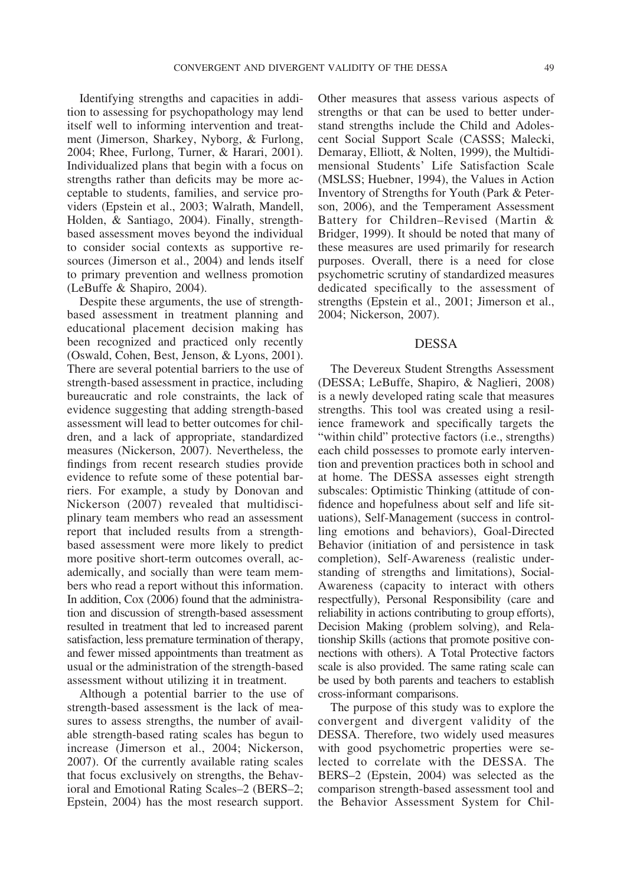Identifying strengths and capacities in addition to assessing for psychopathology may lend itself well to informing intervention and treatment (Jimerson, Sharkey, Nyborg, & Furlong, 2004; Rhee, Furlong, Turner, & Harari, 2001). Individualized plans that begin with a focus on strengths rather than deficits may be more acceptable to students, families, and service providers (Epstein et al., 2003; Walrath, Mandell, Holden, & Santiago, 2004). Finally, strength-based assessment moves beyond the individual to consider social contexts as supportive resources (Jimerson et al., 2004) and lends itself to primary prevention and wellness promotion (LeBuffe & Shapiro, 2004).

Despite these arguments, the use of strength-based assessment in treatment planning and educational placement decision making has been recognized and practiced only recently (Oswald, Cohen, Best, Jenson, & Lyons, 2001). There are several potential barriers to the use of strength-based assessment in practice, including bureaucratic and role constraints, the lack of evidence suggesting that adding strength-based assessment will lead to better outcomes for children, and a lack of appropriate, standardized measures (Nickerson, 2007). Nevertheless, the findings from recent research studies provide evidence to refute some of these potential barriers. For example, a study by Donovan and Nickerson (2007) revealed that multidisciplinary team members who read an assessment report that included results from a strength-based assessment were more likely to predict more positive short-term outcomes overall, academically, and socially than were team members who read a report without this information. In addition, Cox (2006) found that the administration and discussion of strength-based assessment resulted in treatment that led to increased parent satisfaction, less premature termination of therapy, and fewer missed appointments than treatment as usual or the administration of the strength-based assessment without utilizing it in treatment.

Although a potential barrier to the use of strength-based assessment is the lack of measures to assess strengths, the number of available strength-based rating scales has begun to increase (Jimerson et al., 2004; Nickerson, 2007). Of the currently available rating scales that focus exclusively on strengths, the Behavioral and Emotional Rating Scales–2 (BERS–2; Epstein, 2004) has the most research support. Other measures that assess various aspects of strengths or that can be used to better understand strengths include the Child and Adolescent Social Support Scale (CASSS; Malecki, Demaray, Elliott, & Nolten, 1999), the Multidimensional Students' Life Satisfaction Scale (MSLSS; Huebner, 1994), the Values in Action Inventory of Strengths for Youth (Park & Peterson, 2006), and the Temperament Assessment Battery for Children–Revised (Martin & Bridger, 1999). It should be noted that many of these measures are used primarily for research purposes. Overall, there is a need for close psychometric scrutiny of standardized measures dedicated specifically to the assessment of strengths (Epstein et al., 2001; Jimerson et al., 2004; Nickerson, 2007).

## DESSA

The Devereux Student Strengths Assessment (DESSA; LeBuffe, Shapiro, & Naglieri, 2008) is a newly developed rating scale that measures strengths. This tool was created using a resilience framework and specifically targets the "within child" protective factors (i.e., strengths) each child possesses to promote early intervention and prevention practices both in school and at home. The DESSA assesses eight strength subscales: Optimistic Thinking (attitude of confidence and hopefulness about self and life situations), Self-Management (success in controlling emotions and behaviors), Goal-Directed Behavior (initiation of and persistence in task completion), Self-Awareness (realistic understanding of strengths and limitations), Social-Awareness (capacity to interact with others respectfully), Personal Responsibility (care and reliability in actions contributing to group efforts), Decision Making (problem solving), and Relationship Skills (actions that promote positive connections with others). A Total Protective factors scale is also provided. The same rating scale can be used by both parents and teachers to establish cross-informant comparisons.

The purpose of this study was to explore the convergent and divergent validity of the DESSA. Therefore, two widely used measures with good psychometric properties were selected to correlate with the DESSA. The BERS–2 (Epstein, 2004) was selected as the comparison strength-based assessment tool and the Behavior Assessment System for Chil-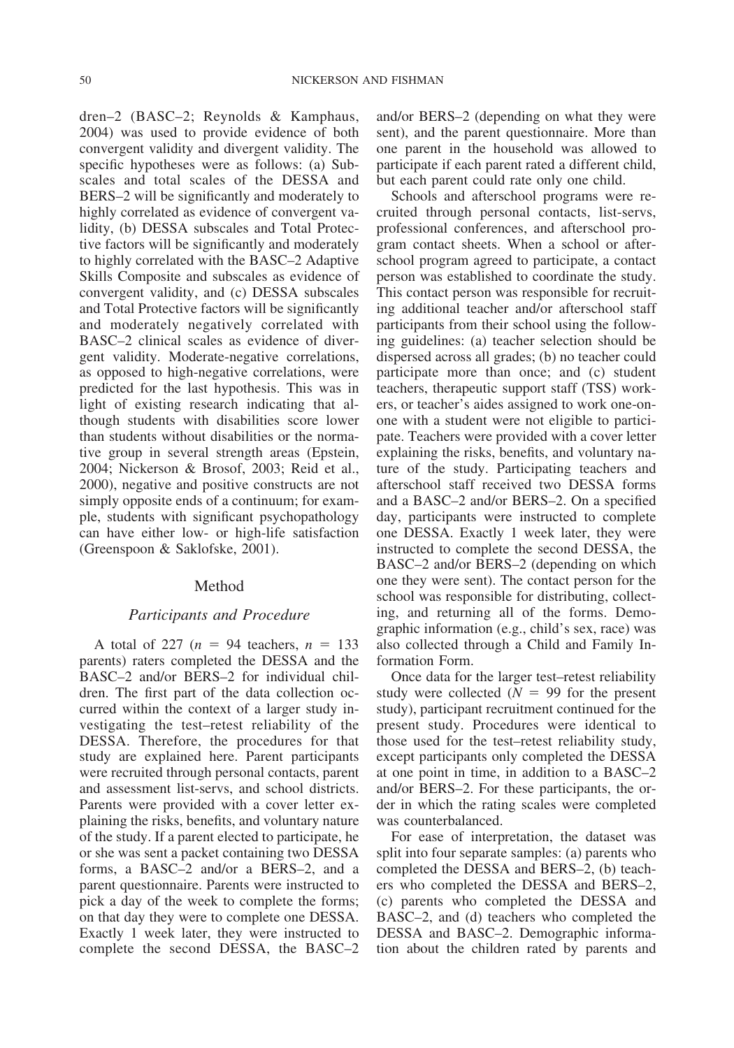dren–2 (BASC–2; Reynolds & Kamphaus, 2004) was used to provide evidence of both convergent validity and divergent validity. The specific hypotheses were as follows: (a) Subscales and total scales of the DESSA and BERS–2 will be significantly and moderately to highly correlated as evidence of convergent validity, (b) DESSA subscales and Total Protective factors will be significantly and moderately to highly correlated with the BASC–2 Adaptive Skills Composite and subscales as evidence of convergent validity, and (c) DESSA subscales and Total Protective factors will be significantly and moderately negatively correlated with BASC–2 clinical scales as evidence of divergent validity. Moderate-negative correlations, as opposed to high-negative correlations, were predicted for the last hypothesis. This was in light of existing research indicating that although students with disabilities score lower than students without disabilities or the normative group in several strength areas (Epstein, 2004; Nickerson & Brosof, 2003; Reid et al., 2000), negative and positive constructs are not simply opposite ends of a continuum; for example, students with significant psychopathology can have either low- or high-life satisfaction (Greenspoon & Saklofske, 2001).

## Method

### Participants and Procedure

A total of 227 ($n = 94$ teachers, $n = 133$ parents) raters completed the DESSA and the BASC–2 and/or BERS–2 for individual children. The first part of the data collection occurred within the context of a larger study investigating the test–retest reliability of the DESSA. Therefore, the procedures for that study are explained here. Parent participants were recruited through personal contacts, parent and assessment list-servs, and school districts. Parents were provided with a cover letter explaining the risks, benefits, and voluntary nature of the study. If a parent elected to participate, he or she was sent a packet containing two DESSA forms, a BASC–2 and/or a BERS–2, and a parent questionnaire. Parents were instructed to pick a day of the week to complete the forms; on that day they were to complete one DESSA. Exactly 1 week later, they were instructed to complete the second DESSA, the BASC–2 and/or BERS–2 (depending on what they were sent), and the parent questionnaire. More than one parent in the household was allowed to participate if each parent rated a different child, but each parent could rate only one child.

Schools and afterschool programs were recruited through personal contacts, list-servs, professional conferences, and afterschool program contact sheets. When a school or afterschool program agreed to participate, a contact person was established to coordinate the study. This contact person was responsible for recruiting additional teacher and/or afterschool staff participants from their school using the following guidelines: (a) teacher selection should be dispersed across all grades; (b) no teacher could participate more than once; and (c) student teachers, therapeutic support staff (TSS) workers, or teacher's aides assigned to work one-on-one with a student were not eligible to participate. Teachers were provided with a cover letter explaining the risks, benefits, and voluntary nature of the study. Participating teachers and afterschool staff received two DESSA forms and a BASC–2 and/or BERS–2. On a specified day, participants were instructed to complete one DESSA. Exactly 1 week later, they were instructed to complete the second DESSA, the BASC–2 and/or BERS–2 (depending on which one they were sent). The contact person for the school was responsible for distributing, collecting, and returning all of the forms. Demographic information (e.g., child's sex, race) was also collected through a Child and Family Information Form.

Once data for the larger test–retest reliability study were collected ($N = 99$ for the present study), participant recruitment continued for the present study. Procedures were identical to those used for the test–retest reliability study, except participants only completed the DESSA at one point in time, in addition to a BASC–2 and/or BERS–2. For these participants, the order in which the rating scales were completed was counterbalanced.

For ease of interpretation, the dataset was split into four separate samples: (a) parents who completed the DESSA and BERS–2, (b) teachers who completed the DESSA and BERS–2, (c) parents who completed the DESSA and BASC–2, and (d) teachers who completed the DESSA and BASC–2. Demographic information about the children rated by parents and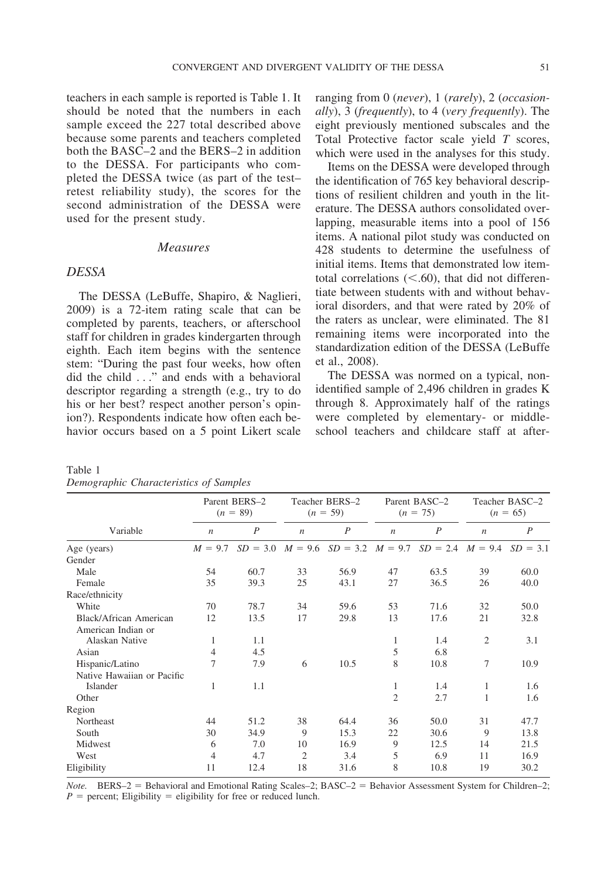teachers in each sample is reported is Table 1. It should be noted that the numbers in each sample exceed the 227 total described above because some parents and teachers completed both the BASC–2 and the BERS–2 in addition to the DESSA. For participants who completed the DESSA twice (as part of the test–retest reliability study), the scores for the second administration of the DESSA were used for the present study.

## Measures

### DESSA

The DESSA (LeBuffe, Shapiro, & Naglieri, 2009) is a 72-item rating scale that can be completed by parents, teachers, or afterschool staff for children in grades kindergarten through eighth. Each item begins with the sentence stem: "During the past four weeks, how often did the child . . ." and ends with a behavioral descriptor regarding a strength (e.g., try to do his or her best? respect another person's opinion?). Respondents indicate how often each behavior occurs based on a 5 point Likert scale ranging from 0 (*never*), 1 (*rarely*), 2 (*occasionally*), 3 (*frequently*), to 4 (*very frequently*). The eight previously mentioned subscales and the Total Protective factor scale yield *T* scores, which were used in the analyses for this study.

Items on the DESSA were developed through the identification of 765 key behavioral descriptions of resilient children and youth in the literature. The DESSA authors consolidated overlapping, measurable items into a pool of 156 items. A national pilot study was conducted on 428 students to determine the usefulness of initial items. Items that demonstrated low item-total correlations (<.60), that did not differentiate between students with and without behavioral disorders, and that were rated by 20% of the raters as unclear, were eliminated. The 81 remaining items were incorporated into the standardization edition of the DESSA (LeBuffe et al., 2008).

The DESSA was normed on a typical, non-identified sample of 2,496 children in grades K through 8. Approximately half of the ratings were completed by elementary- or middle-school teachers and childcare staff at after-

Table 1
*Demographic Characteristics of Samples*

| Variable | Parent BERS–2 ($n$ = 89) | | Teacher BERS–2 ($n$ = 59) | | Parent BASC–2 ($n$ = 75) | | Teacher BASC–2 ($n$ = 65) | |
|---|---|---|---|---|---|---|---|---|
| | $n$ | $P$ | $n$ | $P$ | $n$ | $P$ | $n$ | $P$ |
| Age (years) | $M$ = 9.7 | $SD$ = 3.0 | $M$ = 9.6 | $SD$ = 3.2 | $M$ = 9.7 | $SD$ = 2.4 | $M$ = 9.4 | $SD$ = 3.1 |
| Gender | | | | | | | | |
| Male | 54 | 60.7 | 33 | 56.9 | 47 | 63.5 | 39 | 60.0 |
| Female | 35 | 39.3 | 25 | 43.1 | 27 | 36.5 | 26 | 40.0 |
| Race/ethnicity | | | | | | | | |
| White | 70 | 78.7 | 34 | 59.6 | 53 | 71.6 | 32 | 50.0 |
| Black/African American | 12 | 13.5 | 17 | 29.8 | 13 | 17.6 | 21 | 32.8 |
| American Indian or Alaskan Native | 1 | 1.1 | | | 1 | 1.4 | 2 | 3.1 |
| Asian | 4 | 4.5 | | | 5 | 6.8 | | |
| Hispanic/Latino | 7 | 7.9 | 6 | 10.5 | 8 | 10.8 | 7 | 10.9 |
| Native Hawaiian or Pacific Islander | 1 | 1.1 | | | 1 | 1.4 | 1 | 1.6 |
| Other | | | | | 2 | 2.7 | 1 | 1.6 |
| Region | | | | | | | | |
| Northeast | 44 | 51.2 | 38 | 64.4 | 36 | 50.0 | 31 | 47.7 |
| South | 30 | 34.9 | 9 | 15.3 | 22 | 30.6 | 9 | 13.8 |
| Midwest | 6 | 7.0 | 10 | 16.9 | 9 | 12.5 | 14 | 21.5 |
| West | 4 | 4.7 | 2 | 3.4 | 5 | 6.9 | 11 | 16.9 |
| Eligibility | 11 | 12.4 | 18 | 31.6 | 8 | 10.8 | 19 | 30.2 |

*Note.* BERS–2 = Behavioral and Emotional Rating Scales–2; BASC–2 = Behavior Assessment System for Children–2; $P$ = percent; Eligibility = eligibility for free or reduced lunch.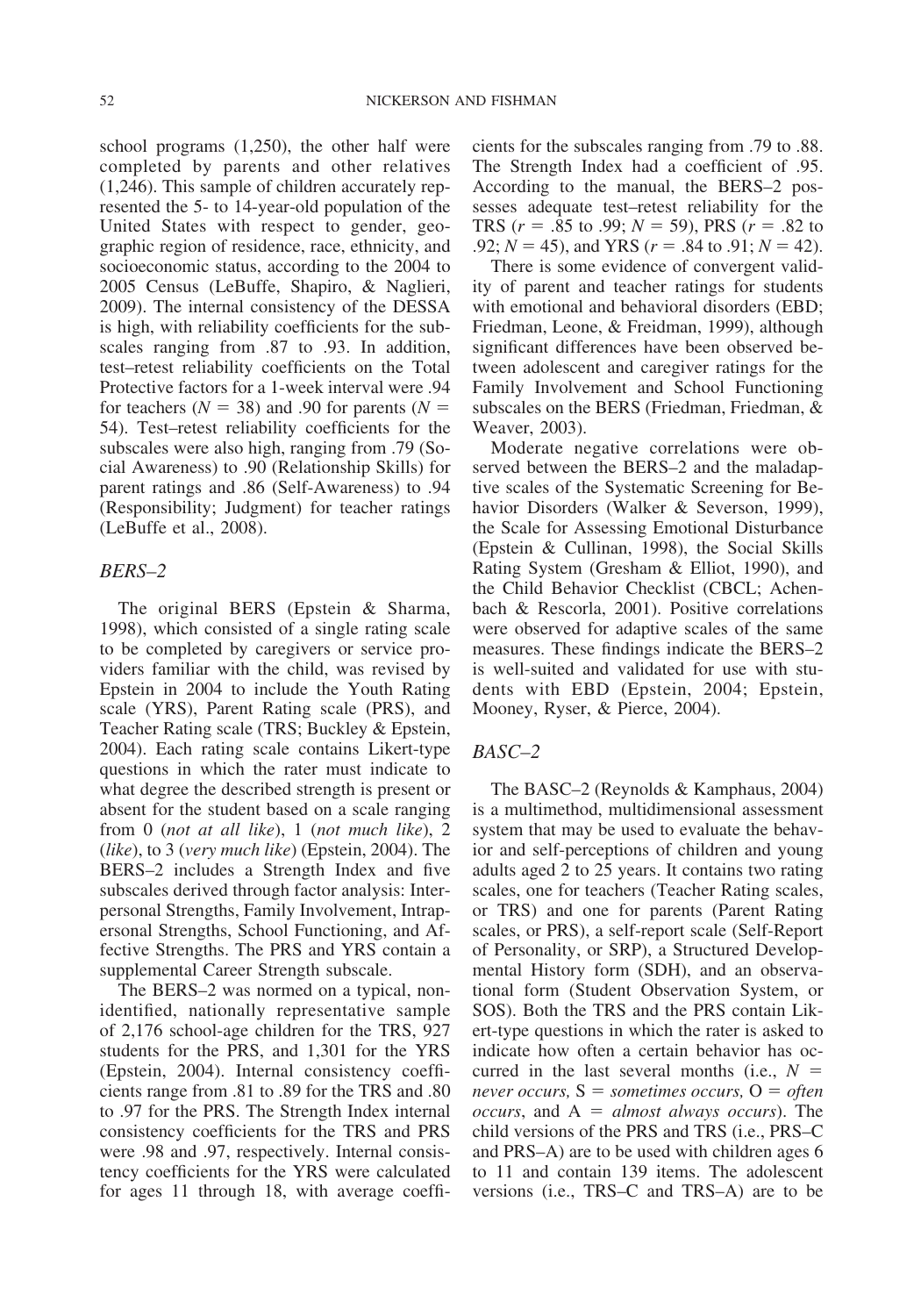school programs (1,250), the other half were completed by parents and other relatives (1,246). This sample of children accurately represented the 5- to 14-year-old population of the United States with respect to gender, geographic region of residence, race, ethnicity, and socioeconomic status, according to the 2004 to 2005 Census (LeBuffe, Shapiro, & Naglieri, 2009). The internal consistency of the DESSA is high, with reliability coefficients for the subscales ranging from .87 to .93. In addition, test–retest reliability coefficients on the Total Protective factors for a 1-week interval were .94 for teachers ($N$ = 38) and .90 for parents ($N$ = 54). Test–retest reliability coefficients for the subscales were also high, ranging from .79 (Social Awareness) to .90 (Relationship Skills) for parent ratings and .86 (Self-Awareness) to .94 (Responsibility; Judgment) for teacher ratings (LeBuffe et al., 2008).

### *BERS–2*

The original BERS (Epstein & Sharma, 1998), which consisted of a single rating scale to be completed by caregivers or service providers familiar with the child, was revised by Epstein in 2004 to include the Youth Rating scale (YRS), Parent Rating scale (PRS), and Teacher Rating scale (TRS; Buckley & Epstein, 2004). Each rating scale contains Likert-type questions in which the rater must indicate to what degree the described strength is present or absent for the student based on a scale ranging from 0 (*not at all like*), 1 (*not much like*), 2 (*like*), to 3 (*very much like*) (Epstein, 2004). The BERS–2 includes a Strength Index and five subscales derived through factor analysis: Interpersonal Strengths, Family Involvement, Intrapersonal Strengths, School Functioning, and Affective Strengths. The PRS and YRS contain a supplemental Career Strength subscale.

The BERS–2 was normed on a typical, nonidentified, nationally representative sample of 2,176 school-age children for the TRS, 927 students for the PRS, and 1,301 for the YRS (Epstein, 2004). Internal consistency coefficients range from .81 to .89 for the TRS and .80 to .97 for the PRS. The Strength Index internal consistency coefficients for the TRS and PRS were .98 and .97, respectively. Internal consistency coefficients for the YRS were calculated for ages 11 through 18, with average coefficients for the subscales ranging from .79 to .88. The Strength Index had a coefficient of .95. According to the manual, the BERS–2 possesses adequate test–retest reliability for the TRS ($r$ = .85 to .99; $N$ = 59), PRS ($r$ = .82 to .92; $N$ = 45), and YRS ($r$ = .84 to .91; $N$ = 42).

There is some evidence of convergent validity of parent and teacher ratings for students with emotional and behavioral disorders (EBD; Friedman, Leone, & Freidman, 1999), although significant differences have been observed between adolescent and caregiver ratings for the Family Involvement and School Functioning subscales on the BERS (Friedman, Friedman, & Weaver, 2003).

Moderate negative correlations were observed between the BERS–2 and the maladaptive scales of the Systematic Screening for Behavior Disorders (Walker & Severson, 1999), the Scale for Assessing Emotional Disturbance (Epstein & Cullinan, 1998), the Social Skills Rating System (Gresham & Elliot, 1990), and the Child Behavior Checklist (CBCL; Achenbach & Rescorla, 2001). Positive correlations were observed for adaptive scales of the same measures. These findings indicate the BERS–2 is well-suited and validated for use with students with EBD (Epstein, 2004; Epstein, Mooney, Ryser, & Pierce, 2004).

### *BASC–2*

The BASC–2 (Reynolds & Kamphaus, 2004) is a multimethod, multidimensional assessment system that may be used to evaluate the behavior and self-perceptions of children and young adults aged 2 to 25 years. It contains two rating scales, one for teachers (Teacher Rating scales, or TRS) and one for parents (Parent Rating scales, or PRS), a self-report scale (Self-Report of Personality, or SRP), a Structured Developmental History form (SDH), and an observational form (Student Observation System, or SOS). Both the TRS and the PRS contain Likert-type questions in which the rater is asked to indicate how often a certain behavior has occurred in the last several months (i.e., $N$ = *never occurs,* S = *sometimes occurs,* O = *often occurs*, and A = *almost always occurs*). The child versions of the PRS and TRS (i.e., PRS–C and PRS–A) are to be used with children ages 6 to 11 and contain 139 items. The adolescent versions (i.e., TRS–C and TRS–A) are to be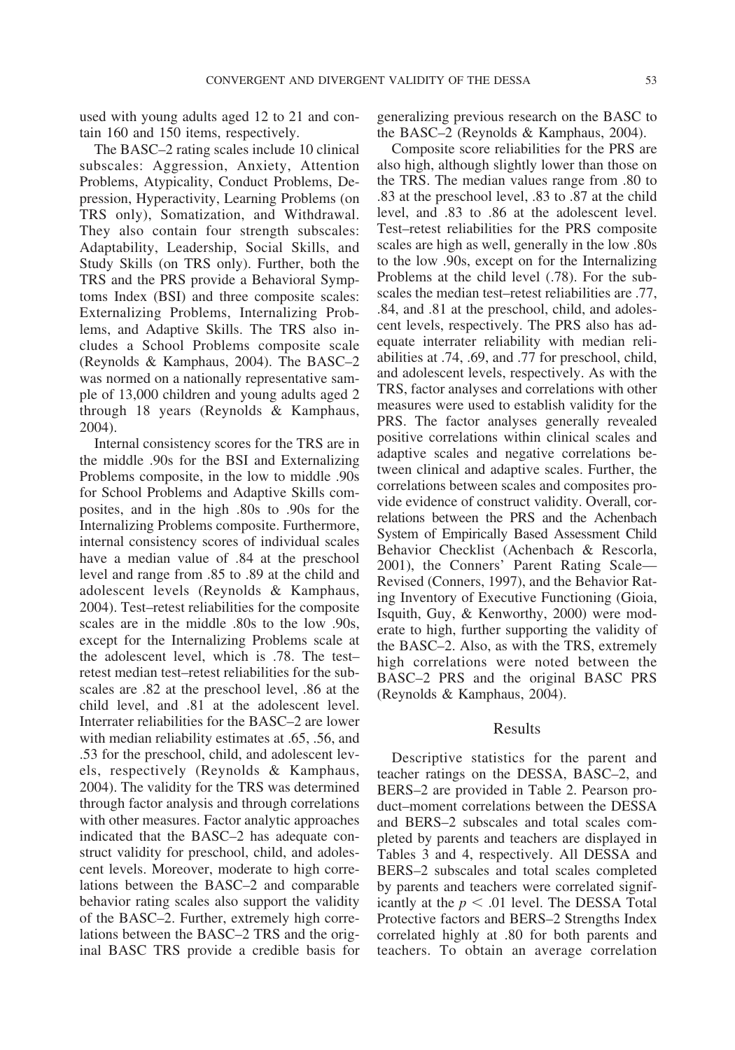used with young adults aged 12 to 21 and contain 160 and 150 items, respectively.

The BASC–2 rating scales include 10 clinical subscales: Aggression, Anxiety, Attention Problems, Atypicality, Conduct Problems, Depression, Hyperactivity, Learning Problems (on TRS only), Somatization, and Withdrawal. They also contain four strength subscales: Adaptability, Leadership, Social Skills, and Study Skills (on TRS only). Further, both the TRS and the PRS provide a Behavioral Symptoms Index (BSI) and three composite scales: Externalizing Problems, Internalizing Problems, and Adaptive Skills. The TRS also includes a School Problems composite scale (Reynolds & Kamphaus, 2004). The BASC–2 was normed on a nationally representative sample of 13,000 children and young adults aged 2 through 18 years (Reynolds & Kamphaus, 2004).

Internal consistency scores for the TRS are in the middle .90s for the BSI and Externalizing Problems composite, in the low to middle .90s for School Problems and Adaptive Skills composites, and in the high .80s to .90s for the Internalizing Problems composite. Furthermore, internal consistency scores of individual scales have a median value of .84 at the preschool level and range from .85 to .89 at the child and adolescent levels (Reynolds & Kamphaus, 2004). Test–retest reliabilities for the composite scales are in the middle .80s to the low .90s, except for the Internalizing Problems scale at the adolescent level, which is .78. The test–retest median test–retest reliabilities for the subscales are .82 at the preschool level, .86 at the child level, and .81 at the adolescent level. Interrater reliabilities for the BASC–2 are lower with median reliability estimates at .65, .56, and .53 for the preschool, child, and adolescent levels, respectively (Reynolds & Kamphaus, 2004). The validity for the TRS was determined through factor analysis and through correlations with other measures. Factor analytic approaches indicated that the BASC–2 has adequate construct validity for preschool, child, and adolescent levels. Moreover, moderate to high correlations between the BASC–2 and comparable behavior rating scales also support the validity of the BASC–2. Further, extremely high correlations between the BASC–2 TRS and the original BASC TRS provide a credible basis for generalizing previous research on the BASC to the BASC–2 (Reynolds & Kamphaus, 2004).

Composite score reliabilities for the PRS are also high, although slightly lower than those on the TRS. The median values range from .80 to .83 at the preschool level, .83 to .87 at the child level, and .83 to .86 at the adolescent level. Test–retest reliabilities for the PRS composite scales are high as well, generally in the low .80s to the low .90s, except on for the Internalizing Problems at the child level (.78). For the subscales the median test–retest reliabilities are .77, .84, and .81 at the preschool, child, and adolescent levels, respectively. The PRS also has adequate interrater reliability with median reliabilities at .74, .69, and .77 for preschool, child, and adolescent levels, respectively. As with the TRS, factor analyses and correlations with other measures were used to establish validity for the PRS. The factor analyses generally revealed positive correlations within clinical scales and adaptive scales and negative correlations between clinical and adaptive scales. Further, the correlations between scales and composites provide evidence of construct validity. Overall, correlations between the PRS and the Achenbach System of Empirically Based Assessment Child Behavior Checklist (Achenbach & Rescorla, 2001), the Conners' Parent Rating Scale—Revised (Conners, 1997), and the Behavior Rating Inventory of Executive Functioning (Gioia, Isquith, Guy, & Kenworthy, 2000) were moderate to high, further supporting the validity of the BASC–2. Also, as with the TRS, extremely high correlations were noted between the BASC–2 PRS and the original BASC PRS (Reynolds & Kamphaus, 2004).

## Results

Descriptive statistics for the parent and teacher ratings on the DESSA, BASC–2, and BERS–2 are provided in Table 2. Pearson product–moment correlations between the DESSA and BERS–2 subscales and total scales completed by parents and teachers are displayed in Tables 3 and 4, respectively. All DESSA and BERS–2 subscales and total scales completed by parents and teachers were correlated significantly at the $p < .01$ level. The DESSA Total Protective factors and BERS–2 Strengths Index correlated highly at .80 for both parents and teachers. To obtain an average correlation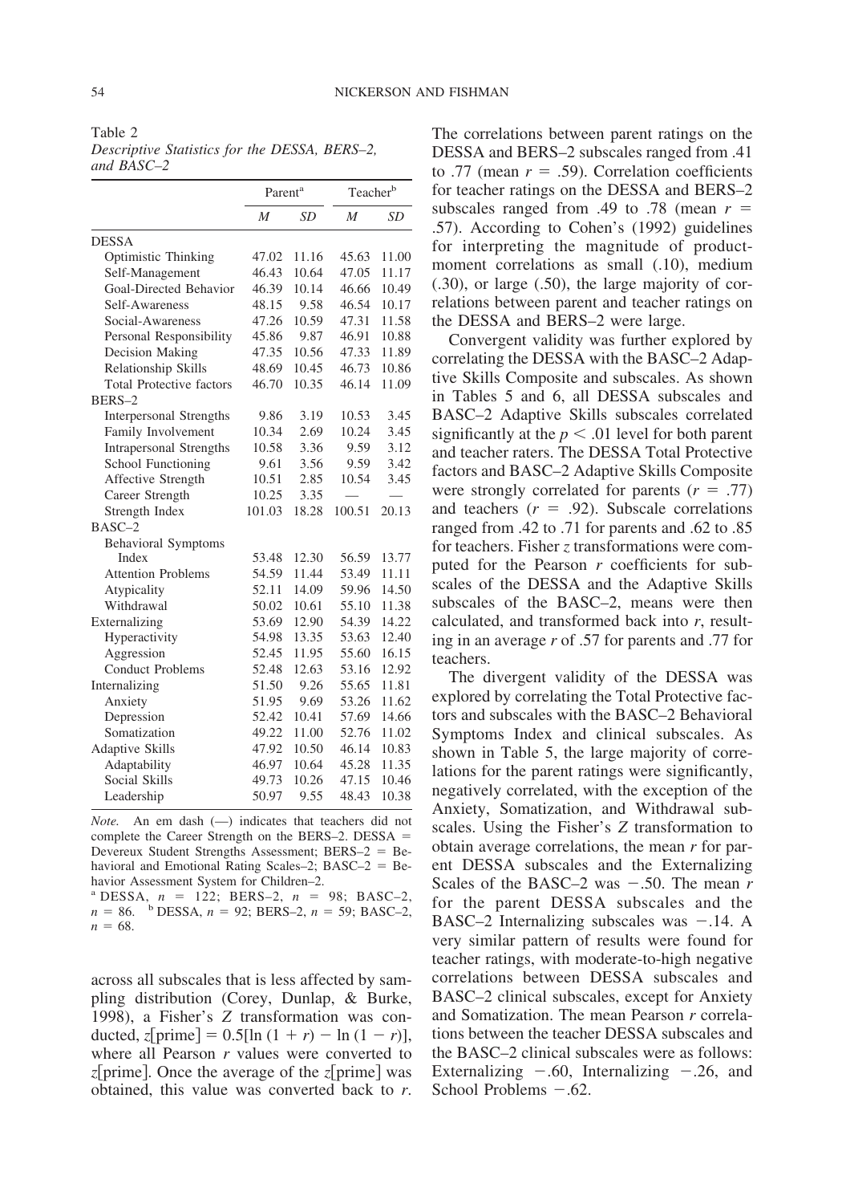Table 2
*Descriptive Statistics for the DESSA, BERS–2, and BASC–2*

| | Parent[a] | | Teacher[b] | |
|---|---|---|---|---|
| | *M* | *SD* | *M* | *SD* |
| DESSA | | | | |
| Optimistic Thinking | 47.02 | 11.16 | 45.63 | 11.00 |
| Self-Management | 46.43 | 10.64 | 47.05 | 11.17 |
| Goal-Directed Behavior | 46.39 | 10.14 | 46.66 | 10.49 |
| Self-Awareness | 48.15 | 9.58 | 46.54 | 10.17 |
| Social-Awareness | 47.26 | 10.59 | 47.31 | 11.58 |
| Personal Responsibility | 45.86 | 9.87 | 46.91 | 10.88 |
| Decision Making | 47.35 | 10.56 | 47.33 | 11.89 |
| Relationship Skills | 48.69 | 10.45 | 46.73 | 10.86 |
| Total Protective factors | 46.70 | 10.35 | 46.14 | 11.09 |
| BERS–2 | | | | |
| Interpersonal Strengths | 9.86 | 3.19 | 10.53 | 3.45 |
| Family Involvement | 10.34 | 2.69 | 10.24 | 3.45 |
| Intrapersonal Strengths | 10.58 | 3.36 | 9.59 | 3.12 |
| School Functioning | 9.61 | 3.56 | 9.59 | 3.42 |
| Affective Strength | 10.51 | 2.85 | 10.54 | 3.45 |
| Career Strength | 10.25 | 3.35 | — | — |
| Strength Index | 101.03 | 18.28 | 100.51 | 20.13 |
| BASC–2 | | | | |
| Behavioral Symptoms Index | 53.48 | 12.30 | 56.59 | 13.77 |
| Attention Problems | 54.59 | 11.44 | 53.49 | 11.11 |
| Atypicality | 52.11 | 14.09 | 59.96 | 14.50 |
| Withdrawal | 50.02 | 10.61 | 55.10 | 11.38 |
| Externalizing | 53.69 | 12.90 | 54.39 | 14.22 |
| Hyperactivity | 54.98 | 13.35 | 53.63 | 12.40 |
| Aggression | 52.45 | 11.95 | 55.60 | 16.15 |
| Conduct Problems | 52.48 | 12.63 | 53.16 | 12.92 |
| Internalizing | 51.50 | 9.26 | 55.65 | 11.81 |
| Anxiety | 51.95 | 9.69 | 53.26 | 11.62 |
| Depression | 52.42 | 10.41 | 57.69 | 14.66 |
| Somatization | 49.22 | 11.00 | 52.76 | 11.02 |
| Adaptive Skills | 47.92 | 10.50 | 46.14 | 10.83 |
| Adaptability | 46.97 | 10.64 | 45.28 | 11.35 |
| Social Skills | 49.73 | 10.26 | 47.15 | 10.46 |
| Leadership | 50.97 | 9.55 | 48.43 | 10.38 |

*Note.* An em dash (—) indicates that teachers did not complete the Career Strength on the BERS–2. DESSA = Devereux Student Strengths Assessment; BERS–2 = Behavioral and Emotional Rating Scales–2; BASC–2 = Behavior Assessment System for Children–2.
[a] DESSA, $n = 122$; BERS–2, $n = 98$; BASC–2, $n = 86$. [b] DESSA, $n = 92$; BERS–2, $n = 59$; BASC–2, $n = 68$.

across all subscales that is less affected by sampling distribution (Corey, Dunlap, & Burke, 1998), a Fisher's $Z$ transformation was conducted, $z[\text{prime}] = 0.5[\ln(1 + r) - \ln(1 - r)]$, where all Pearson $r$ values were converted to $z$[prime]. Once the average of the $z$[prime] was obtained, this value was converted back to $r$. The correlations between parent ratings on the DESSA and BERS–2 subscales ranged from .41 to .77 (mean $r = .59$). Correlation coefficients for teacher ratings on the DESSA and BERS–2 subscales ranged from .49 to .78 (mean $r = .57$). According to Cohen's (1992) guidelines for interpreting the magnitude of product-moment correlations as small (.10), medium (.30), or large (.50), the large majority of correlations between parent and teacher ratings on the DESSA and BERS–2 were large.

Convergent validity was further explored by correlating the DESSA with the BASC–2 Adaptive Skills Composite and subscales. As shown in Tables 5 and 6, all DESSA subscales and BASC–2 Adaptive Skills subscales correlated significantly at the $p < .01$ level for both parent and teacher raters. The DESSA Total Protective factors and BASC–2 Adaptive Skills Composite were strongly correlated for parents ($r = .77$) and teachers ($r = .92$). Subscale correlations ranged from .42 to .71 for parents and .62 to .85 for teachers. Fisher $z$ transformations were computed for the Pearson $r$ coefficients for subscales of the DESSA and the Adaptive Skills subscales of the BASC–2, means were then calculated, and transformed back into $r$, resulting in an average $r$ of .57 for parents and .77 for teachers.

The divergent validity of the DESSA was explored by correlating the Total Protective factors and subscales with the BASC–2 Behavioral Symptoms Index and clinical subscales. As shown in Table 5, the large majority of correlations for the parent ratings were significantly, negatively correlated, with the exception of the Anxiety, Somatization, and Withdrawal subscales. Using the Fisher's $Z$ transformation to obtain average correlations, the mean $r$ for parent DESSA subscales and the Externalizing Scales of the BASC–2 was $-.50$. The mean $r$ for the parent DESSA subscales and the BASC–2 Internalizing subscales was $-.14$. A very similar pattern of results were found for teacher ratings, with moderate-to-high negative correlations between DESSA subscales and BASC–2 clinical subscales, except for Anxiety and Somatization. The mean Pearson $r$ correlations between the teacher DESSA subscales and the BASC–2 clinical subscales were as follows: Externalizing $-.60$, Internalizing $-.26$, and School Problems $-.62$.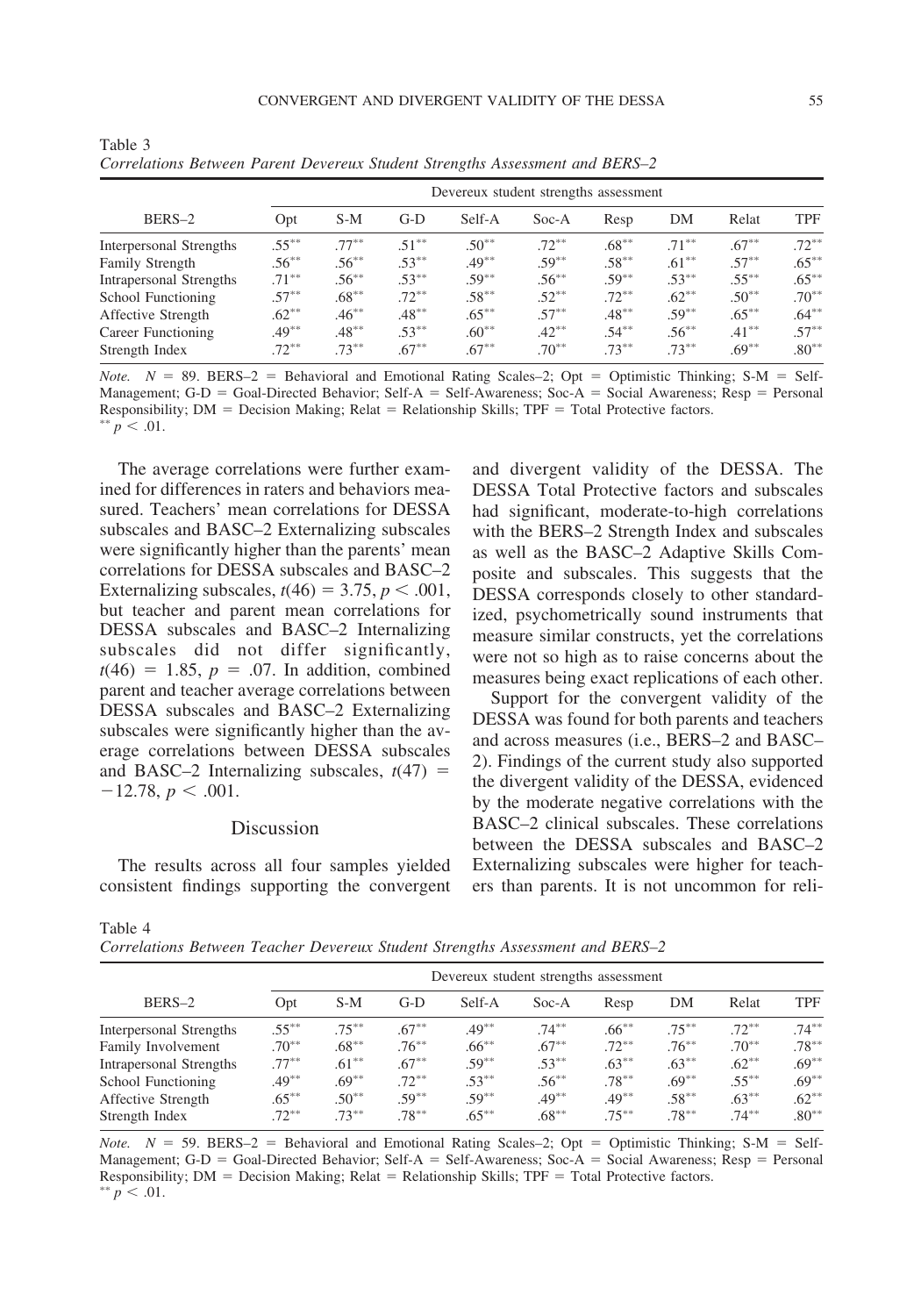Table 3
*Correlations Between Parent Devereux Student Strengths Assessment and BERS–2*

| BERS–2 | Devereux student strengths assessment | | | | | | | | |
|---|---|---|---|---|---|---|---|---|---|
| | Opt | S-M | G-D | Self-A | Soc-A | Resp | DM | Relat | TPF |
| Interpersonal Strengths | .55** | .77** | .51** | .50** | .72** | .68** | .71** | .67** | .72** |
| Family Strength | .56** | .56** | .53** | .49** | .59** | .58** | .61** | .57** | .65** |
| Intrapersonal Strengths | .71** | .56** | .53** | .59** | .56** | .59** | .53** | .55** | .65** |
| School Functioning | .57** | .68** | .72** | .58** | .52** | .72** | .62** | .50** | .70** |
| Affective Strength | .62** | .46** | .48** | .65** | .57** | .48** | .59** | .65** | .64** |
| Career Functioning | .49** | .48** | .53** | .60** | .42** | .54** | .56** | .41** | .57** |
| Strength Index | .72** | .73** | .67** | .67** | .70** | .73** | .73** | .69** | .80** |

*Note.* $N$ = 89. BERS–2 = Behavioral and Emotional Rating Scales–2; Opt = Optimistic Thinking; S-M = Self-Management; G-D = Goal-Directed Behavior; Self-A = Self-Awareness; Soc-A = Social Awareness; Resp = Personal Responsibility; DM = Decision Making; Relat = Relationship Skills; TPF = Total Protective factors.
** $p < .01$.

The average correlations were further examined for differences in raters and behaviors measured. Teachers' mean correlations for DESSA subscales and BASC–2 Externalizing subscales were significantly higher than the parents' mean correlations for DESSA subscales and BASC–2 Externalizing subscales, $t(46) = 3.75$, $p < .001$, but teacher and parent mean correlations for DESSA subscales and BASC–2 Internalizing subscales did not differ significantly, $t(46) = 1.85$, $p = .07$. In addition, combined parent and teacher average correlations between DESSA subscales and BASC–2 Externalizing subscales were significantly higher than the average correlations between DESSA subscales and BASC–2 Internalizing subscales, $t(47) = -12.78$, $p < .001$.

## Discussion

The results across all four samples yielded consistent findings supporting the convergent and divergent validity of the DESSA. The DESSA Total Protective factors and subscales had significant, moderate-to-high correlations with the BERS–2 Strength Index and subscales as well as the BASC–2 Adaptive Skills Composite and subscales. This suggests that the DESSA corresponds closely to other standardized, psychometrically sound instruments that measure similar constructs, yet the correlations were not so high as to raise concerns about the measures being exact replications of each other.

Support for the convergent validity of the DESSA was found for both parents and teachers and across measures (i.e., BERS–2 and BASC–2). Findings of the current study also supported the divergent validity of the DESSA, evidenced by the moderate negative correlations with the BASC–2 clinical subscales. These correlations between the DESSA subscales and BASC–2 Externalizing subscales were higher for teachers than parents. It is not uncommon for reli-

Table 4
*Correlations Between Teacher Devereux Student Strengths Assessment and BERS–2*

| BERS–2 | Devereux student strengths assessment | | | | | | | | |
|---|---|---|---|---|---|---|---|---|---|
| | Opt | S-M | G-D | Self-A | Soc-A | Resp | DM | Relat | TPF |
| Interpersonal Strengths | .55** | .75** | .67** | .49** | .74** | .66** | .75** | .72** | .74** |
| Family Involvement | .70** | .68** | .76** | .66** | .67** | .72** | .76** | .70** | .78** |
| Intrapersonal Strengths | .77** | .61** | .67** | .59** | .53** | .63** | .63** | .62** | .69** |
| School Functioning | .49** | .69** | .72** | .53** | .56** | .78** | .69** | .55** | .69** |
| Affective Strength | .65** | .50** | .59** | .59** | .49** | .49** | .58** | .63** | .62** |
| Strength Index | .72** | .73** | .78** | .65** | .68** | .75** | .78** | .74** | .80** |

*Note.* $N$ = 59. BERS–2 = Behavioral and Emotional Rating Scales–2; Opt = Optimistic Thinking; S-M = Self-Management; G-D = Goal-Directed Behavior; Self-A = Self-Awareness; Soc-A = Social Awareness; Resp = Personal Responsibility; DM = Decision Making; Relat = Relationship Skills; TPF = Total Protective factors.
** $p < .01$.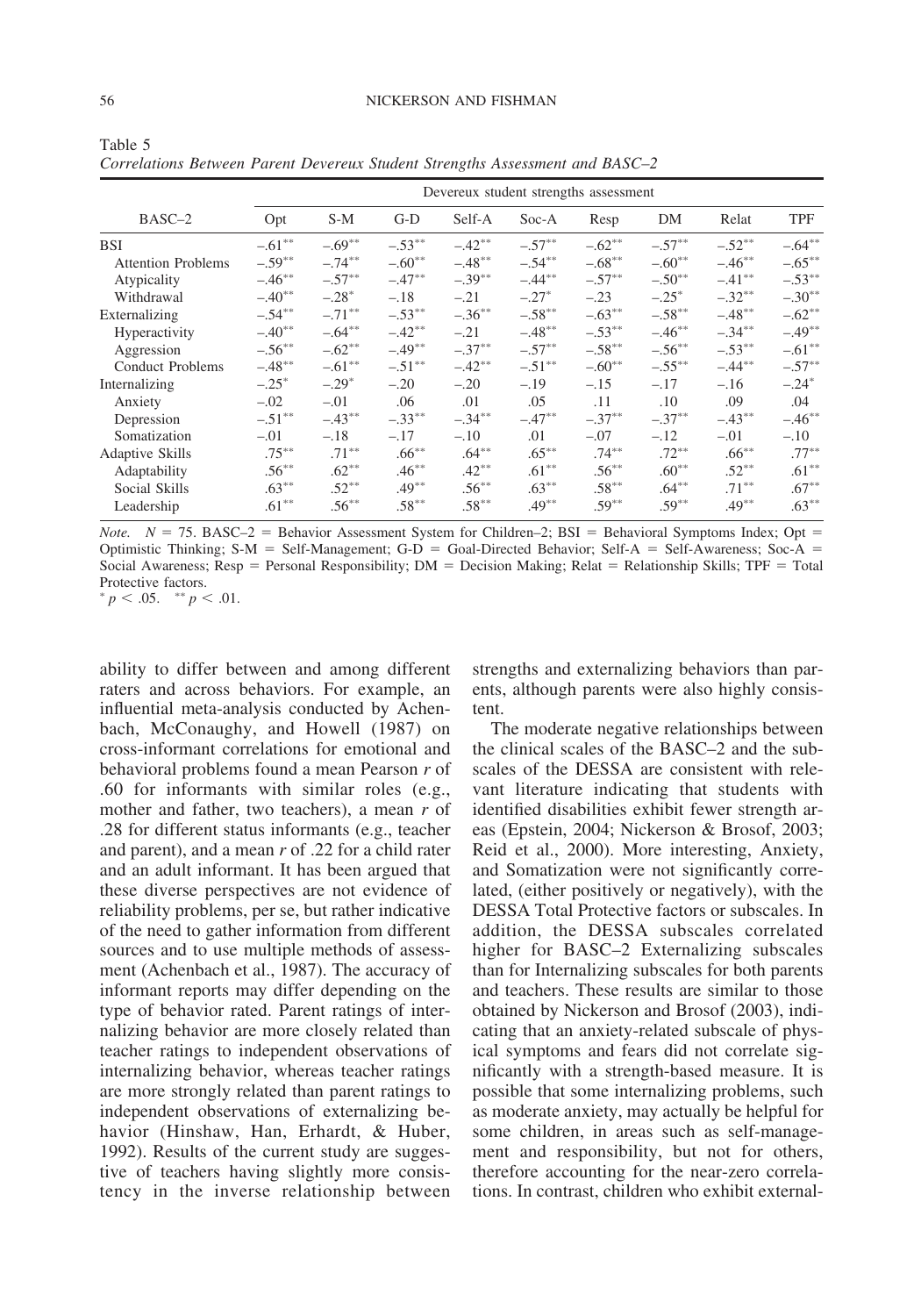Table 5
*Correlations Between Parent Devereux Student Strengths Assessment and BASC–2*

| BASC–2 | Devereux student strengths assessment | | | | | | | | |
|---|---|---|---|---|---|---|---|---|---|
| | Opt | S-M | G-D | Self-A | Soc-A | Resp | DM | Relat | TPF |
| BSI | $-.61^{**}$ | $-.69^{**}$ | $-.53^{**}$ | $-.42^{**}$ | $-.57^{**}$ | $-.62^{**}$ | $-.57^{**}$ | $-.52^{**}$ | $-.64^{**}$ |
| Attention Problems | $-.59^{**}$ | $-.74^{**}$ | $-.60^{**}$ | $-.48^{**}$ | $-.54^{**}$ | $-.68^{**}$ | $-.60^{**}$ | $-.46^{**}$ | $-.65^{**}$ |
| Atypicality | $-.46^{**}$ | $-.57^{**}$ | $-.47^{**}$ | $-.39^{**}$ | $-.44^{**}$ | $-.57^{**}$ | $-.50^{**}$ | $-.41^{**}$ | $-.53^{**}$ |
| Withdrawal | $-.40^{**}$ | $-.28^{*}$ | $-.18$ | $-.21$ | $-.27^{*}$ | $-.23$ | $-.25^{*}$ | $-.32^{**}$ | $-.30^{**}$ |
| Externalizing | $-.54^{**}$ | $-.71^{**}$ | $-.53^{**}$ | $-.36^{**}$ | $-.58^{**}$ | $-.63^{**}$ | $-.58^{**}$ | $-.48^{**}$ | $-.62^{**}$ |
| Hyperactivity | $-.40^{**}$ | $-.64^{**}$ | $-.42^{**}$ | $-.21$ | $-.48^{**}$ | $-.53^{**}$ | $-.46^{**}$ | $-.34^{**}$ | $-.49^{**}$ |
| Aggression | $-.56^{**}$ | $-.62^{**}$ | $-.49^{**}$ | $-.37^{**}$ | $-.57^{**}$ | $-.58^{**}$ | $-.56^{**}$ | $-.53^{**}$ | $-.61^{**}$ |
| Conduct Problems | $-.48^{**}$ | $-.61^{**}$ | $-.51^{**}$ | $-.42^{**}$ | $-.51^{**}$ | $-.60^{**}$ | $-.55^{**}$ | $-.44^{**}$ | $-.57^{**}$ |
| Internalizing | $-.25^{*}$ | $-.29^{*}$ | $-.20$ | $-.20$ | $-.19$ | $-.15$ | $-.17$ | $-.16$ | $-.24^{*}$ |
| Anxiety | $-.02$ | $-.01$ | $.06$ | $.01$ | $.05$ | $.11$ | $.10$ | $.09$ | $.04$ |
| Depression | $-.51^{**}$ | $-.43^{**}$ | $-.33^{**}$ | $-.34^{**}$ | $-.47^{**}$ | $-.37^{**}$ | $-.37^{**}$ | $-.43^{**}$ | $-.46^{**}$ |
| Somatization | $-.01$ | $-.18$ | $-.17$ | $-.10$ | $.01$ | $-.07$ | $-.12$ | $-.01$ | $-.10$ |
| Adaptive Skills | $.75^{**}$ | $.71^{**}$ | $.66^{**}$ | $.64^{**}$ | $.65^{**}$ | $.74^{**}$ | $.72^{**}$ | $.66^{**}$ | $.77^{**}$ |
| Adaptability | $.56^{**}$ | $.62^{**}$ | $.46^{**}$ | $.42^{**}$ | $.61^{**}$ | $.56^{**}$ | $.60^{**}$ | $.52^{**}$ | $.61^{**}$ |
| Social Skills | $.63^{**}$ | $.52^{**}$ | $.49^{**}$ | $.56^{**}$ | $.63^{**}$ | $.58^{**}$ | $.64^{**}$ | $.71^{**}$ | $.67^{**}$ |
| Leadership | $.61^{**}$ | $.56^{**}$ | $.58^{**}$ | $.58^{**}$ | $.49^{**}$ | $.59^{**}$ | $.59^{**}$ | $.49^{**}$ | $.63^{**}$ |

*Note.* $N = 75$. BASC–2 = Behavior Assessment System for Children–2; BSI = Behavioral Symptoms Index; Opt = Optimistic Thinking; S-M = Self-Management; G-D = Goal-Directed Behavior; Self-A = Self-Awareness; Soc-A = Social Awareness; Resp = Personal Responsibility; DM = Decision Making; Relat = Relationship Skills; TPF = Total Protective factors.
$^{*} p < .05$. $^{**} p < .01$.

ability to differ between and among different raters and across behaviors. For example, an influential meta-analysis conducted by Achenbach, McConaughy, and Howell (1987) on cross-informant correlations for emotional and behavioral problems found a mean Pearson *r* of .60 for informants with similar roles (e.g., mother and father, two teachers), a mean *r* of .28 for different status informants (e.g., teacher and parent), and a mean *r* of .22 for a child rater and an adult informant. It has been argued that these diverse perspectives are not evidence of reliability problems, per se, but rather indicative of the need to gather information from different sources and to use multiple methods of assessment (Achenbach et al., 1987). The accuracy of informant reports may differ depending on the type of behavior rated. Parent ratings of internalizing behavior are more closely related than teacher ratings to independent observations of internalizing behavior, whereas teacher ratings are more strongly related than parent ratings to independent observations of externalizing behavior (Hinshaw, Han, Erhardt, & Huber, 1992). Results of the current study are suggestive of teachers having slightly more consistency in the inverse relationship between strengths and externalizing behaviors than parents, although parents were also highly consistent.

The moderate negative relationships between the clinical scales of the BASC–2 and the subscales of the DESSA are consistent with relevant literature indicating that students with identified disabilities exhibit fewer strength areas (Epstein, 2004; Nickerson & Brosof, 2003; Reid et al., 2000). More interesting, Anxiety, and Somatization were not significantly correlated, (either positively or negatively), with the DESSA Total Protective factors or subscales. In addition, the DESSA subscales correlated higher for BASC–2 Externalizing subscales than for Internalizing subscales for both parents and teachers. These results are similar to those obtained by Nickerson and Brosof (2003), indicating that an anxiety-related subscale of physical symptoms and fears did not correlate significantly with a strength-based measure. It is possible that some internalizing problems, such as moderate anxiety, may actually be helpful for some children, in areas such as self-management and responsibility, but not for others, therefore accounting for the near-zero correlations. In contrast, children who exhibit external-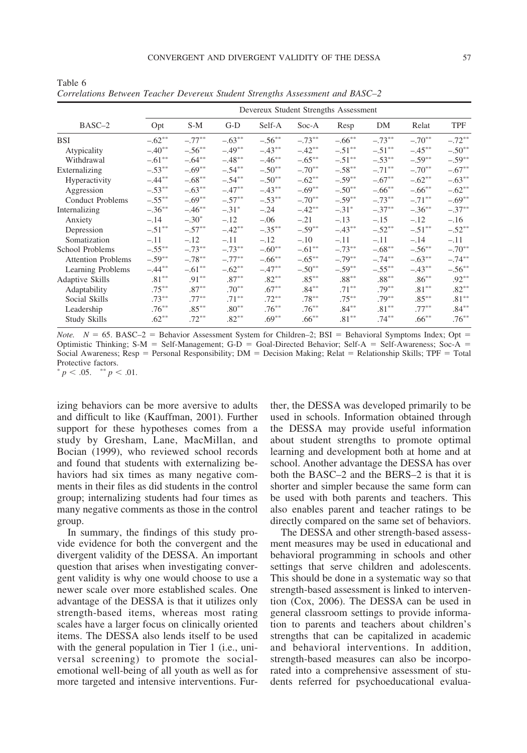Table 6
*Correlations Between Teacher Devereux Student Strengths Assessment and BASC–2*

| BASC–2 | Devereux Student Strengths Assessment | | | | | | | | |
|---|---|---|---|---|---|---|---|---|---|
| | Opt | S-M | G-D | Self-A | Soc-A | Resp | DM | Relat | TPF |
| BSI | −.62** | −.77** | −.63** | −.56** | −.73** | −.66** | −.73** | −.70** | −.72** |
| Atypicality | −.40** | −.56** | −.49** | −.43** | −.42** | −.51** | −.51** | −.45** | −.50** |
| Withdrawal | −.61** | −.64** | −.48** | −.46** | −.65** | −.51** | −.53** | −.59** | −.59** |
| Externalizing | −.53** | −.69** | −.54** | −.50** | −.70** | −.58** | −.71** | −.70** | −.67** |
| Hyperactivity | −.44** | −.68** | −.54** | −.50** | −.62** | −.59** | −.67** | −.62** | −.63** |
| Aggression | −.53** | −.63** | −.47** | −.43** | −.69** | −.50** | −.66** | −.66** | −.62** |
| Conduct Problems | −.55** | −.69** | −.57** | −.53** | −.70** | −.59** | −.73** | −.71** | −.69** |
| Internalizing | −.36** | −.46** | −.31* | −.24 | −.42** | −.31* | −.37** | −.36** | −.37** |
| Anxiety | −.14 | −.30* | −.12 | −.06 | −.21 | −.13 | −.15 | −.12 | −.16 |
| Depression | −.51** | −.57** | −.42** | −.35** | −.59** | −.43** | −.52** | −.51** | −.52** |
| Somatization | −.11 | −.12 | −.11 | −.12 | −.10 | −.11 | −.11 | −.14 | −.11 |
| School Problems | −.55** | −.73** | −.73** | −.60** | −.61** | −.73** | −.68** | −.56** | −.70** |
| Attention Problems | −.59** | −.78** | −.77** | −.66** | −.65** | −.79** | −.74** | −.63** | −.74** |
| Learning Problems | −.44** | −.61** | −.62** | −.47** | −.50** | −.59** | −.55** | −.43** | −.56** |
| Adaptive Skills | .81** | .91** | .87** | .82** | .85** | .88** | .88** | .86** | .92** |
| Adaptability | .75** | .87** | .70** | .67** | .84** | .71** | .79** | .81** | .82** |
| Social Skills | .73** | .77** | .71** | .72** | .78** | .75** | .79** | .85** | .81** |
| Leadership | .76** | .85** | .80** | .76** | .76** | .84** | .81** | .77** | .84** |
| Study Skills | .62** | .72** | .82** | .69** | .66** | .81** | .74** | .66** | .76** |

*Note.* $N = 65$. BASC–2 = Behavior Assessment System for Children–2; BSI = Behavioral Symptoms Index; Opt = Optimistic Thinking; S-M = Self-Management; G-D = Goal-Directed Behavior; Self-A = Self-Awareness; Soc-A = Social Awareness; Resp = Personal Responsibility; DM = Decision Making; Relat = Relationship Skills; TPF = Total Protective factors.
* $p < .05$. ** $p < .01$.

izing behaviors can be more aversive to adults and difficult to like (Kauffman, 2001). Further support for these hypotheses comes from a study by Gresham, Lane, MacMillan, and Bocian (1999), who reviewed school records and found that students with externalizing behaviors had six times as many negative comments in their files as did students in the control group; internalizing students had four times as many negative comments as those in the control group.

In summary, the findings of this study provide evidence for both the convergent and the divergent validity of the DESSA. An important question that arises when investigating convergent validity is why one would choose to use a newer scale over more established scales. One advantage of the DESSA is that it utilizes only strength-based items, whereas most rating scales have a larger focus on clinically oriented items. The DESSA also lends itself to be used with the general population in Tier 1 (i.e., universal screening) to promote the social-emotional well-being of all youth as well as for more targeted and intensive interventions. Further, the DESSA was developed primarily to be used in schools. Information obtained through the DESSA may provide useful information about student strengths to promote optimal learning and development both at home and at school. Another advantage the DESSA has over both the BASC–2 and the BERS–2 is that it is shorter and simpler because the same form can be used with both parents and teachers. This also enables parent and teacher ratings to be directly compared on the same set of behaviors.

The DESSA and other strength-based assessment measures may be used in educational and behavioral programming in schools and other settings that serve children and adolescents. This should be done in a systematic way so that strength-based assessment is linked to intervention (Cox, 2006). The DESSA can be used in general classroom settings to provide information to parents and teachers about children's strengths that can be capitalized in academic and behavioral interventions. In addition, strength-based measures can also be incorporated into a comprehensive assessment of students referred for psychoeducational evalua-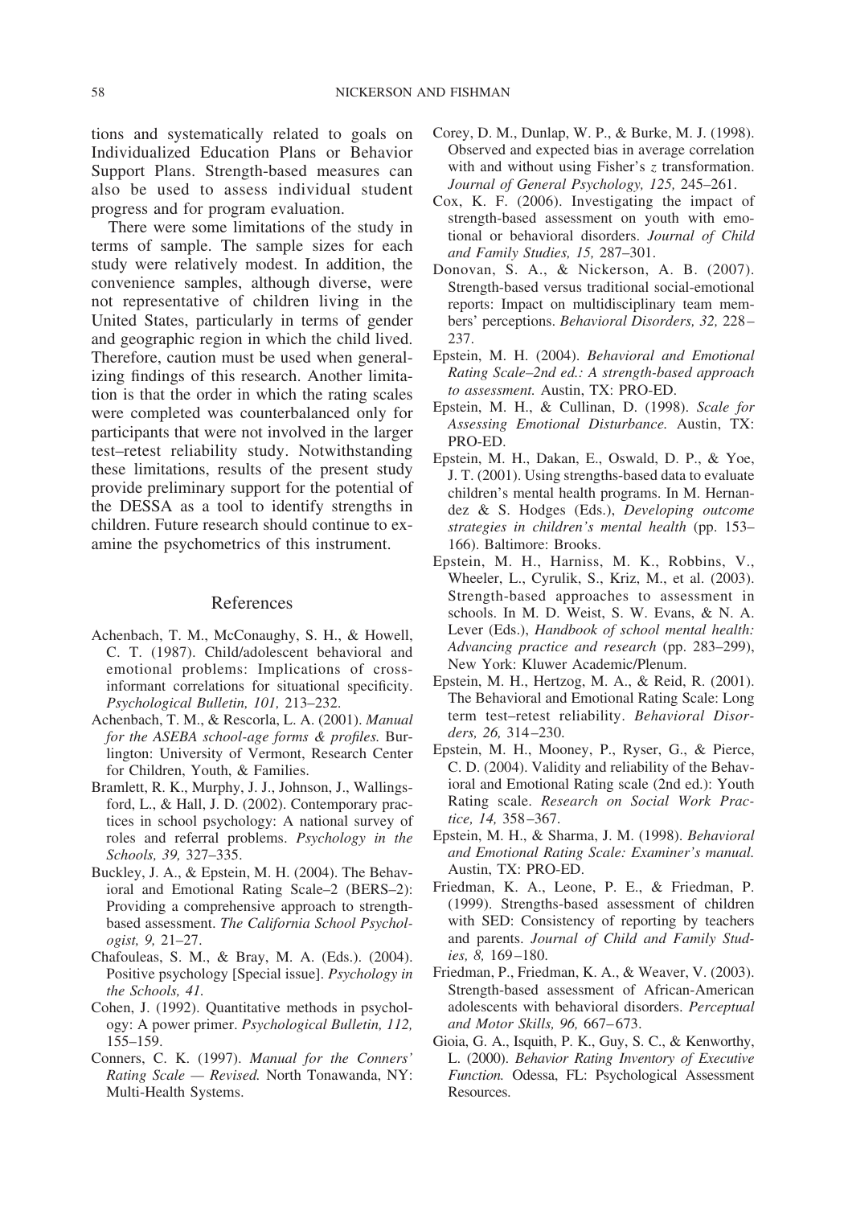tions and systematically related to goals on Individualized Education Plans or Behavior Support Plans. Strength-based measures can also be used to assess individual student progress and for program evaluation.

There were some limitations of the study in terms of sample. The sample sizes for each study were relatively modest. In addition, the convenience samples, although diverse, were not representative of children living in the United States, particularly in terms of gender and geographic region in which the child lived. Therefore, caution must be used when generalizing findings of this research. Another limitation is that the order in which the rating scales were completed was counterbalanced only for participants that were not involved in the larger test–retest reliability study. Notwithstanding these limitations, results of the present study provide preliminary support for the potential of the DESSA as a tool to identify strengths in children. Future research should continue to examine the psychometrics of this instrument.

## References

Achenbach, T. M., McConaughy, S. H., & Howell, C. T. (1987). Child/adolescent behavioral and emotional problems: Implications of cross-informant correlations for situational specificity. *Psychological Bulletin, 101,* 213–232.

Achenbach, T. M., & Rescorla, L. A. (2001). *Manual for the ASEBA school-age forms & profiles.* Burlington: University of Vermont, Research Center for Children, Youth, & Families.

Bramlett, R. K., Murphy, J. J., Johnson, J., Wallingsford, L., & Hall, J. D. (2002). Contemporary practices in school psychology: A national survey of roles and referral problems. *Psychology in the Schools, 39,* 327–335.

Buckley, J. A., & Epstein, M. H. (2004). The Behavioral and Emotional Rating Scale–2 (BERS–2): Providing a comprehensive approach to strength-based assessment. *The California School Psychologist, 9,* 21–27.

Chafouleas, S. M., & Bray, M. A. (Eds.). (2004). Positive psychology [Special issue]. *Psychology in the Schools, 41.*

Cohen, J. (1992). Quantitative methods in psychology: A power primer. *Psychological Bulletin, 112,* 155–159.

Conners, C. K. (1997). *Manual for the Conners' Rating Scale — Revised.* North Tonawanda, NY: Multi-Health Systems.

Corey, D. M., Dunlap, W. P., & Burke, M. J. (1998). Observed and expected bias in average correlation with and without using Fisher's *z* transformation. *Journal of General Psychology, 125,* 245–261.

Cox, K. F. (2006). Investigating the impact of strength-based assessment on youth with emotional or behavioral disorders. *Journal of Child and Family Studies, 15,* 287–301.

Donovan, S. A., & Nickerson, A. B. (2007). Strength-based versus traditional social-emotional reports: Impact on multidisciplinary team members' perceptions. *Behavioral Disorders, 32,* 228–237.

Epstein, M. H. (2004). *Behavioral and Emotional Rating Scale–2nd ed.: A strength-based approach to assessment.* Austin, TX: PRO-ED.

Epstein, M. H., & Cullinan, D. (1998). *Scale for Assessing Emotional Disturbance.* Austin, TX: PRO-ED.

Epstein, M. H., Dakan, E., Oswald, D. P., & Yoe, J. T. (2001). Using strengths-based data to evaluate children's mental health programs. In M. Hernandez & S. Hodges (Eds.), *Developing outcome strategies in children's mental health* (pp. 153–166). Baltimore: Brooks.

Epstein, M. H., Harniss, M. K., Robbins, V., Wheeler, L., Cyrulik, S., Kriz, M., et al. (2003). Strength-based approaches to assessment in schools. In M. D. Weist, S. W. Evans, & N. A. Lever (Eds.), *Handbook of school mental health: Advancing practice and research* (pp. 283–299), New York: Kluwer Academic/Plenum.

Epstein, M. H., Hertzog, M. A., & Reid, R. (2001). The Behavioral and Emotional Rating Scale: Long term test–retest reliability. *Behavioral Disorders, 26,* 314–230.

Epstein, M. H., Mooney, P., Ryser, G., & Pierce, C. D. (2004). Validity and reliability of the Behavioral and Emotional Rating scale (2nd ed.): Youth Rating scale. *Research on Social Work Practice, 14,* 358–367.

Epstein, M. H., & Sharma, J. M. (1998). *Behavioral and Emotional Rating Scale: Examiner's manual.* Austin, TX: PRO-ED.

Friedman, K. A., Leone, P. E., & Friedman, P. (1999). Strengths-based assessment of children with SED: Consistency of reporting by teachers and parents. *Journal of Child and Family Studies, 8,* 169–180.

Friedman, P., Friedman, K. A., & Weaver, V. (2003). Strength-based assessment of African-American adolescents with behavioral disorders. *Perceptual and Motor Skills, 96,* 667–673.

Gioia, G. A., Isquith, P. K., Guy, S. C., & Kenworthy, L. (2000). *Behavior Rating Inventory of Executive Function.* Odessa, FL: Psychological Assessment Resources.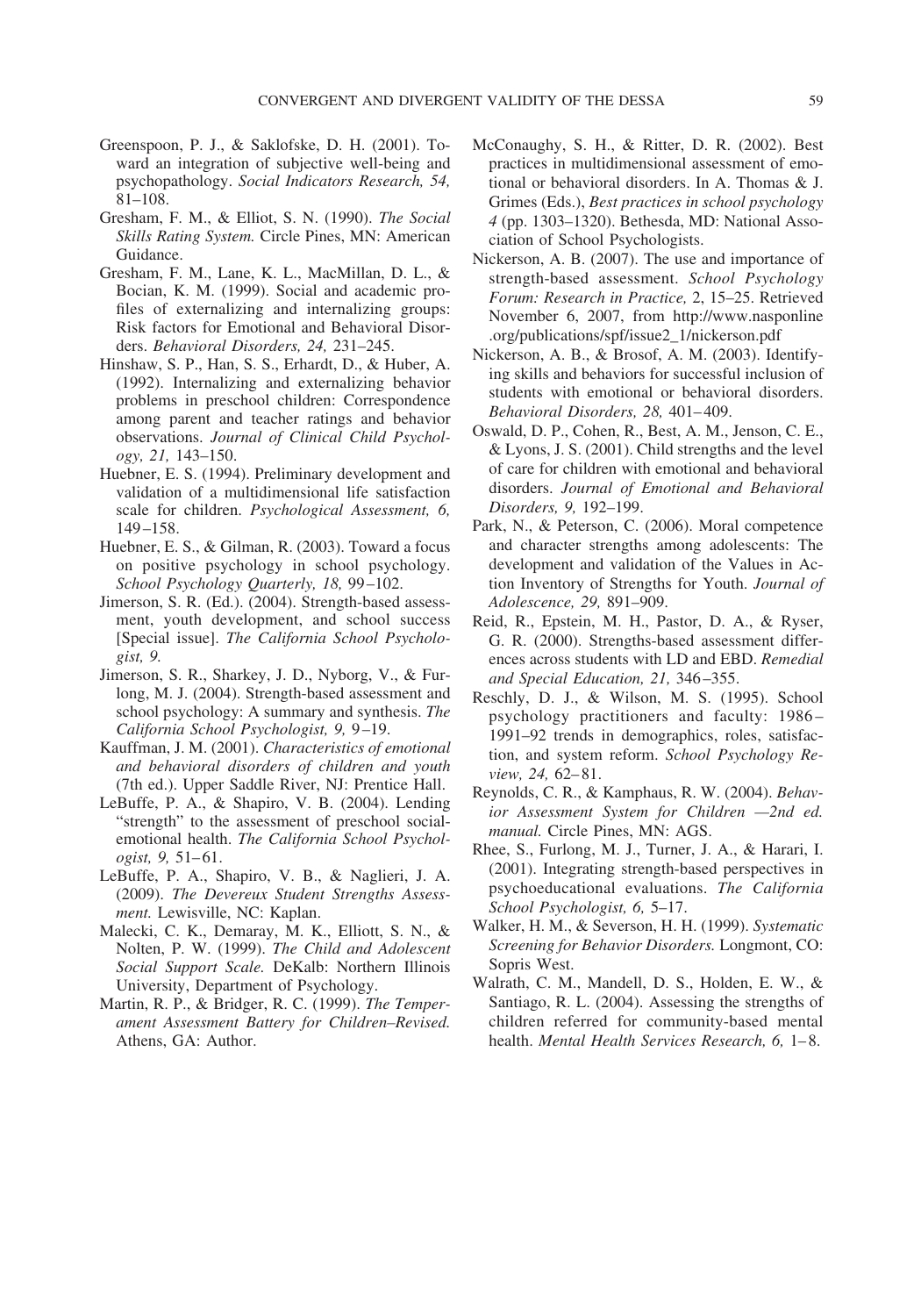Greenspoon, P. J., & Saklofske, D. H. (2001). Toward an integration of subjective well-being and psychopathology. *Social Indicators Research, 54,* 81–108.

Gresham, F. M., & Elliot, S. N. (1990). *The Social Skills Rating System.* Circle Pines, MN: American Guidance.

Gresham, F. M., Lane, K. L., MacMillan, D. L., & Bocian, K. M. (1999). Social and academic profiles of externalizing and internalizing groups: Risk factors for Emotional and Behavioral Disorders. *Behavioral Disorders, 24,* 231–245.

Hinshaw, S. P., Han, S. S., Erhardt, D., & Huber, A. (1992). Internalizing and externalizing behavior problems in preschool children: Correspondence among parent and teacher ratings and behavior observations. *Journal of Clinical Child Psychology, 21,* 143–150.

Huebner, E. S. (1994). Preliminary development and validation of a multidimensional life satisfaction scale for children. *Psychological Assessment, 6,* 149–158.

Huebner, E. S., & Gilman, R. (2003). Toward a focus on positive psychology in school psychology. *School Psychology Quarterly, 18,* 99–102.

Jimerson, S. R. (Ed.). (2004). Strength-based assessment, youth development, and school success [Special issue]. *The California School Psychologist, 9.*

Jimerson, S. R., Sharkey, J. D., Nyborg, V., & Furlong, M. J. (2004). Strength-based assessment and school psychology: A summary and synthesis. *The California School Psychologist, 9,* 9–19.

Kauffman, J. M. (2001). *Characteristics of emotional and behavioral disorders of children and youth* (7th ed.). Upper Saddle River, NJ: Prentice Hall.

LeBuffe, P. A., & Shapiro, V. B. (2004). Lending "strength" to the assessment of preschool social-emotional health. *The California School Psychologist, 9,* 51–61.

LeBuffe, P. A., Shapiro, V. B., & Naglieri, J. A. (2009). *The Devereux Student Strengths Assessment.* Lewisville, NC: Kaplan.

Malecki, C. K., Demaray, M. K., Elliott, S. N., & Nolten, P. W. (1999). *The Child and Adolescent Social Support Scale.* DeKalb: Northern Illinois University, Department of Psychology.

Martin, R. P., & Bridger, R. C. (1999). *The Temperament Assessment Battery for Children–Revised.* Athens, GA: Author.

McConaughy, S. H., & Ritter, D. R. (2002). Best practices in multidimensional assessment of emotional or behavioral disorders. In A. Thomas & J. Grimes (Eds.), *Best practices in school psychology 4* (pp. 1303–1320). Bethesda, MD: National Association of School Psychologists.

Nickerson, A. B. (2007). The use and importance of strength-based assessment. *School Psychology Forum: Research in Practice,* 2, 15–25. Retrieved November 6, 2007, from http://www.nasponline.org/publications/spf/issue2_1/nickerson.pdf

Nickerson, A. B., & Brosof, A. M. (2003). Identifying skills and behaviors for successful inclusion of students with emotional or behavioral disorders. *Behavioral Disorders, 28,* 401–409.

Oswald, D. P., Cohen, R., Best, A. M., Jenson, C. E., & Lyons, J. S. (2001). Child strengths and the level of care for children with emotional and behavioral disorders. *Journal of Emotional and Behavioral Disorders, 9,* 192–199.

Park, N., & Peterson, C. (2006). Moral competence and character strengths among adolescents: The development and validation of the Values in Action Inventory of Strengths for Youth. *Journal of Adolescence, 29,* 891–909.

Reid, R., Epstein, M. H., Pastor, D. A., & Ryser, G. R. (2000). Strengths-based assessment differences across students with LD and EBD. *Remedial and Special Education, 21,* 346–355.

Reschly, D. J., & Wilson, M. S. (1995). School psychology practitioners and faculty: 1986–1991–92 trends in demographics, roles, satisfaction, and system reform. *School Psychology Review, 24,* 62–81.

Reynolds, C. R., & Kamphaus, R. W. (2004). *Behavior Assessment System for Children —2nd ed. manual.* Circle Pines, MN: AGS.

Rhee, S., Furlong, M. J., Turner, J. A., & Harari, I. (2001). Integrating strength-based perspectives in psychoeducational evaluations. *The California School Psychologist, 6,* 5–17.

Walker, H. M., & Severson, H. H. (1999). *Systematic Screening for Behavior Disorders.* Longmont, CO: Sopris West.

Walrath, C. M., Mandell, D. S., Holden, E. W., & Santiago, R. L. (2004). Assessing the strengths of children referred for community-based mental health. *Mental Health Services Research, 6,* 1–8.